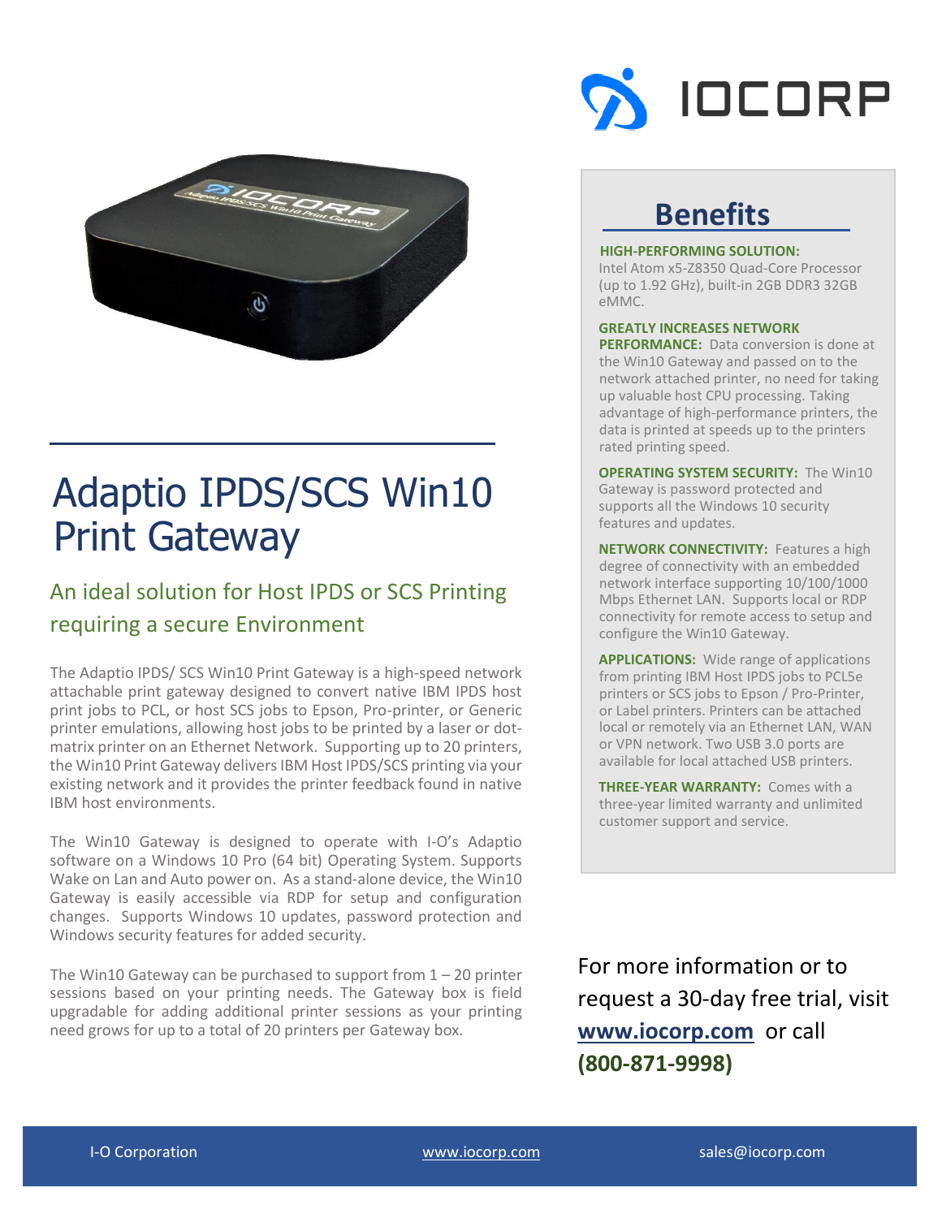# Adaptio IPDS/SCS Win10 Print Gateway

## An ideal solution for Host IPDS or SCS Printing requiring a secure Environment

The Adaptio IPDS/ SCS Win10 Print Gateway is a high-speed network attachable print gateway designed to convert native IBM IPDS host print jobs to PCL, or host SCS jobs to Epson, Pro-printer, or Generic printer emulations, allowing host jobs to be printed by a laser or dot-matrix printer on an Ethernet Network. Supporting up to 20 printers, the Win10 Print Gateway delivers IBM Host IPDS/SCS printing via your existing network and it provides the printer feedback found in native IBM host environments.

The Win10 Gateway is designed to operate with I-O's Adaptio software on a Windows 10 Pro (64 bit) Operating System. Supports Wake on Lan and Auto power on. As a stand-alone device, the Win10 Gateway is easily accessible via RDP for setup and configuration changes. Supports Windows 10 updates, password protection and Windows security features for added security.

The Win10 Gateway can be purchased to support from 1 – 20 printer sessions based on your printing needs. The Gateway box is field upgradable for adding additional printer sessions as your printing need grows for up to a total of 20 printers per Gateway box.

## Benefits

**HIGH-PERFORMING SOLUTION:** Intel Atom x5-Z8350 Quad-Core Processor (up to 1.92 GHz), built-in 2GB DDR3 32GB eMMC.

**GREATLY INCREASES NETWORK PERFORMANCE:** Data conversion is done at the Win10 Gateway and passed on to the network attached printer, no need for taking up valuable host CPU processing. Taking advantage of high-performance printers, the data is printed at speeds up to the printers rated printing speed.

**OPERATING SYSTEM SECURITY:** The Win10 Gateway is password protected and supports all the Windows 10 security features and updates.

**NETWORK CONNECTIVITY:** Features a high degree of connectivity with an embedded network interface supporting 10/100/1000 Mbps Ethernet LAN. Supports local or RDP connectivity for remote access to setup and configure the Win10 Gateway.

**APPLICATIONS:** Wide range of applications from printing IBM Host IPDS jobs to PCL5e printers or SCS jobs to Epson / Pro-Printer, or Label printers. Printers can be attached local or remotely via an Ethernet LAN, WAN or VPN network. Two USB 3.0 ports are available for local attached USB printers.

**THREE-YEAR WARRANTY:** Comes with a three-year limited warranty and unlimited customer support and service.

For more information or to request a 30-day free trial, visit **www.iocorp.com** or call **(800-871-9998)**

I-O Corporation | www.iocorp.com | sales@iocorp.com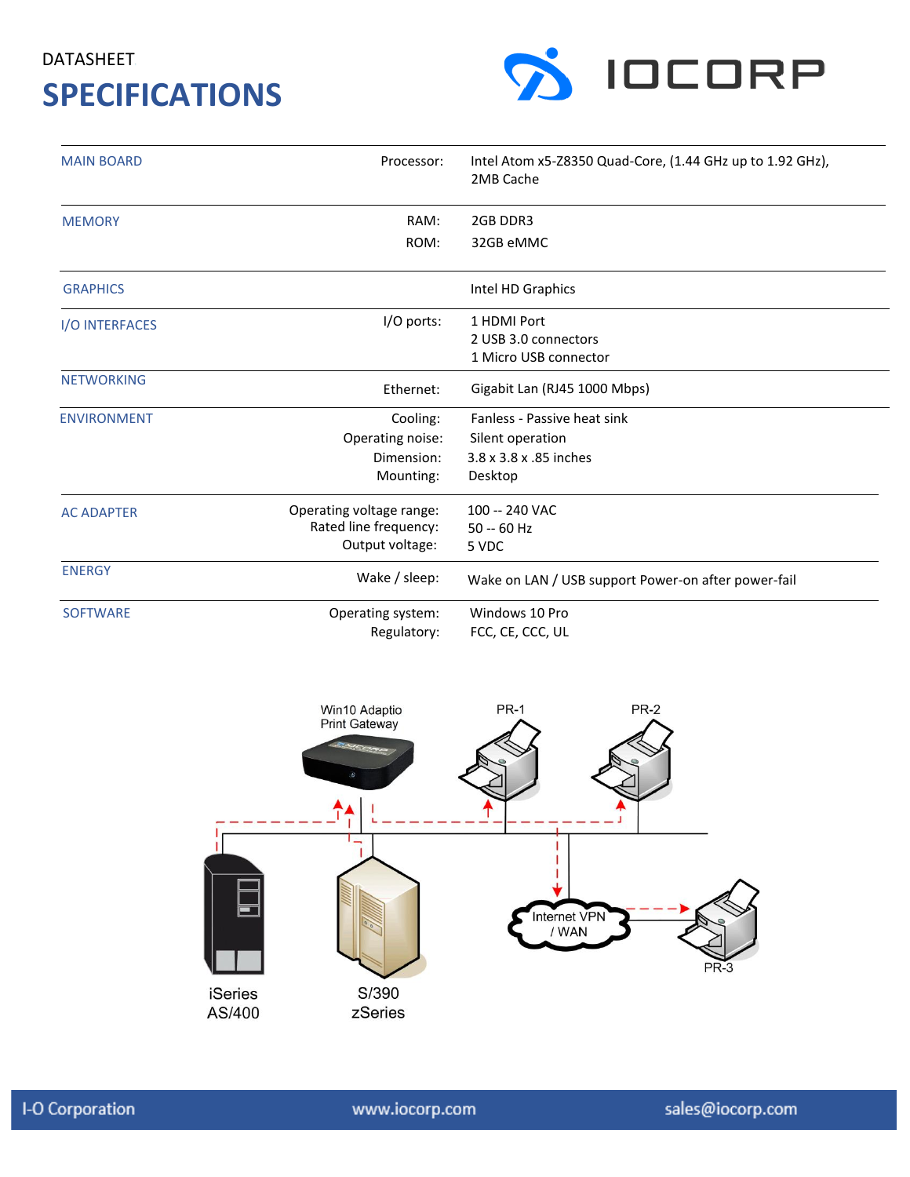DATASHEET

# SPECIFICATIONS

IOCORP

| | | |
|---|---|---|
| MAIN BOARD | Processor: | Intel Atom x5-Z8350 Quad-Core, (1.44 GHz up to 1.92 GHz), 2MB Cache |
| MEMORY | RAM: | 2GB DDR3 |
| | ROM: | 32GB eMMC |
| GRAPHICS | | Intel HD Graphics |
| I/O INTERFACES | I/O ports: | 1 HDMI Port<br>2 USB 3.0 connectors<br>1 Micro USB connector |
| NETWORKING | Ethernet: | Gigabit Lan (RJ45 1000 Mbps) |
| ENVIRONMENT | Cooling: | Fanless - Passive heat sink |
| | Operating noise: | Silent operation |
| | Dimension: | 3.8 x 3.8 x .85 inches |
| | Mounting: | Desktop |
| AC ADAPTER | Operating voltage range: | 100 -- 240 VAC |
| | Rated line frequency: | 50 -- 60 Hz |
| | Output voltage: | 5 VDC |
| ENERGY | Wake / sleep: | Wake on LAN / USB support Power-on after power-fail |
| SOFTWARE | Operating system: | Windows 10 Pro |
| | Regulatory: | FCC, CE, CCC, UL |

Win10 Adaptio Print Gateway

PR-1

PR-2

iSeries AS/400

S/390 zSeries

Internet VPN / WAN

PR-3